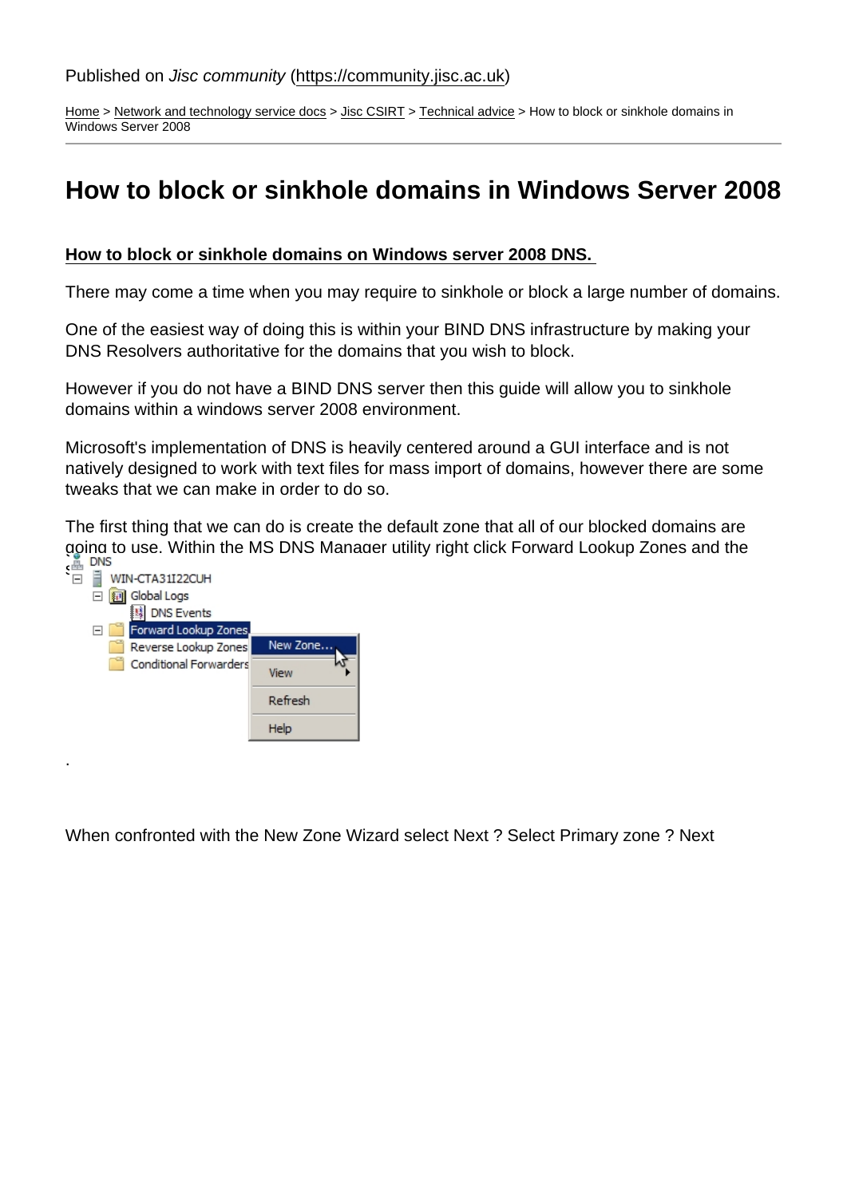Published on *Jisc community* (https://community.jisc.ac.uk)

Home > Network and technology service docs > Jisc CSIRT > Technical advice > How to block or sinkhole domains in Windows Server 2008

# How to block or sinkhole domains in Windows Server 2008

**How to block or sinkhole domains on Windows server 2008 DNS.**

There may come a time when you may require to sinkhole or block a large number of domains.

One of the easiest way of doing this is within your BIND DNS infrastructure by making your DNS Resolvers authoritative for the domains that you wish to block.

However if you do not have a BIND DNS server then this guide will allow you to sinkhole domains within a windows server 2008 environment.

Microsoft's implementation of DNS is heavily centered around a GUI interface and is not natively designed to work with text files for mass import of domains, however there are some tweaks that we can make in order to do so.

The first thing that we can do is create the default zone that all of our blocked domains are going to use. Within the MS DNS Manager utility right click Forward Lookup Zones and the s

.

When confronted with the New Zone Wizard select Next ? Select Primary zone ? Next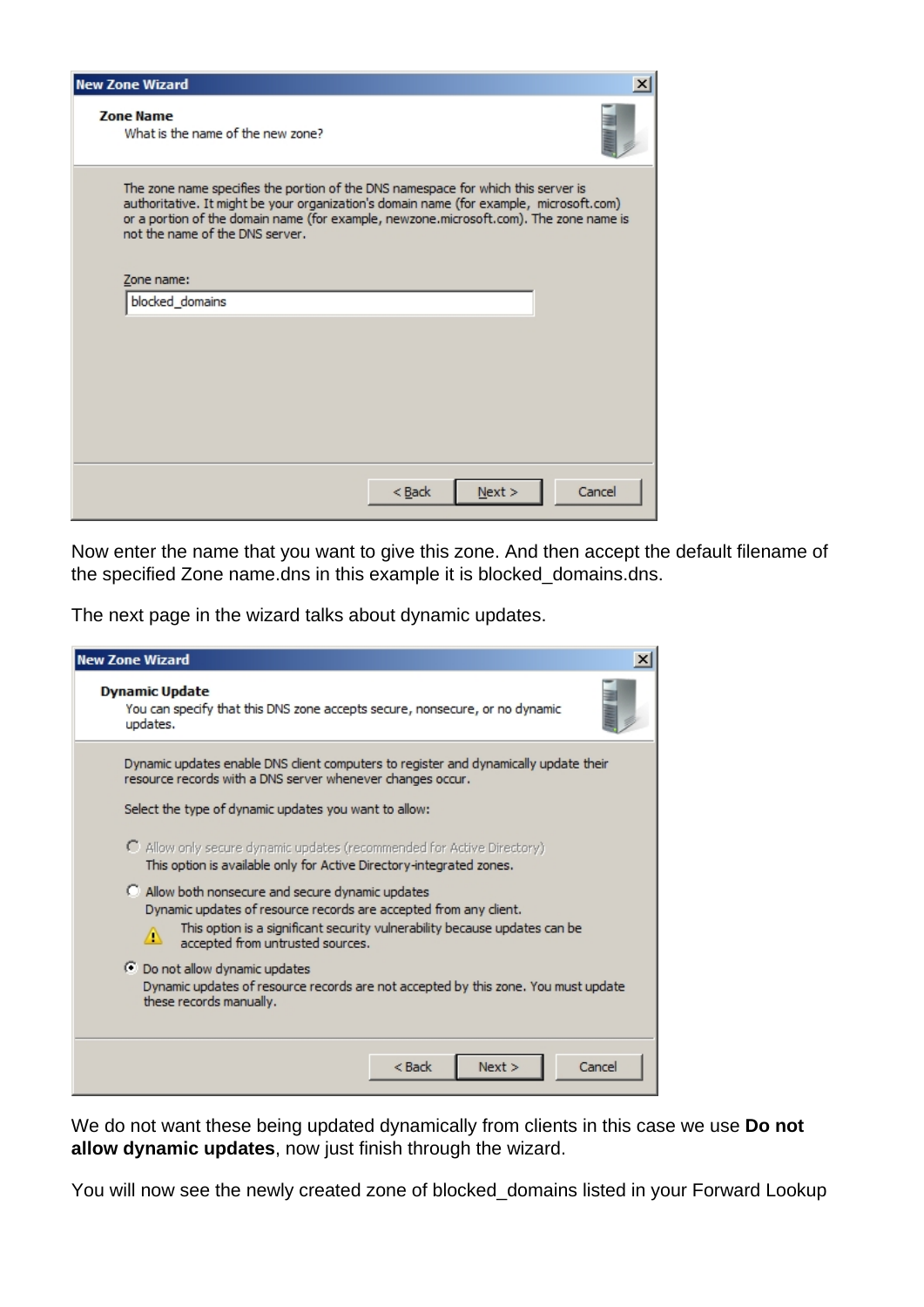**New Zone Wizard**

**Zone Name**
What is the name of the new zone?

The zone name specifies the portion of the DNS namespace for which this server is authoritative. It might be your organization's domain name (for example, microsoft.com) or a portion of the domain name (for example, newzone.microsoft.com). The zone name is not the name of the DNS server.

Zone name:
blocked_domains

< Back | Next > | Cancel

Now enter the name that you want to give this zone. And then accept the default filename of the specified Zone name.dns in this example it is blocked_domains.dns.

The next page in the wizard talks about dynamic updates.

**New Zone Wizard**

**Dynamic Update**
You can specify that this DNS zone accepts secure, nonsecure, or no dynamic updates.

Dynamic updates enable DNS client computers to register and dynamically update their resource records with a DNS server whenever changes occur.

Select the type of dynamic updates you want to allow:

- Allow only secure dynamic updates (recommended for Active Directory)
  This option is available only for Active Directory-integrated zones.
- Allow both nonsecure and secure dynamic updates
  Dynamic updates of resource records are accepted from any client.
  This option is a significant security vulnerability because updates can be accepted from untrusted sources.
- Do not allow dynamic updates
  Dynamic updates of resource records are not accepted by this zone. You must update these records manually.

< Back | Next > | Cancel

We do not want these being updated dynamically from clients in this case we use **Do not allow dynamic updates**, now just finish through the wizard.

You will now see the newly created zone of blocked_domains listed in your Forward Lookup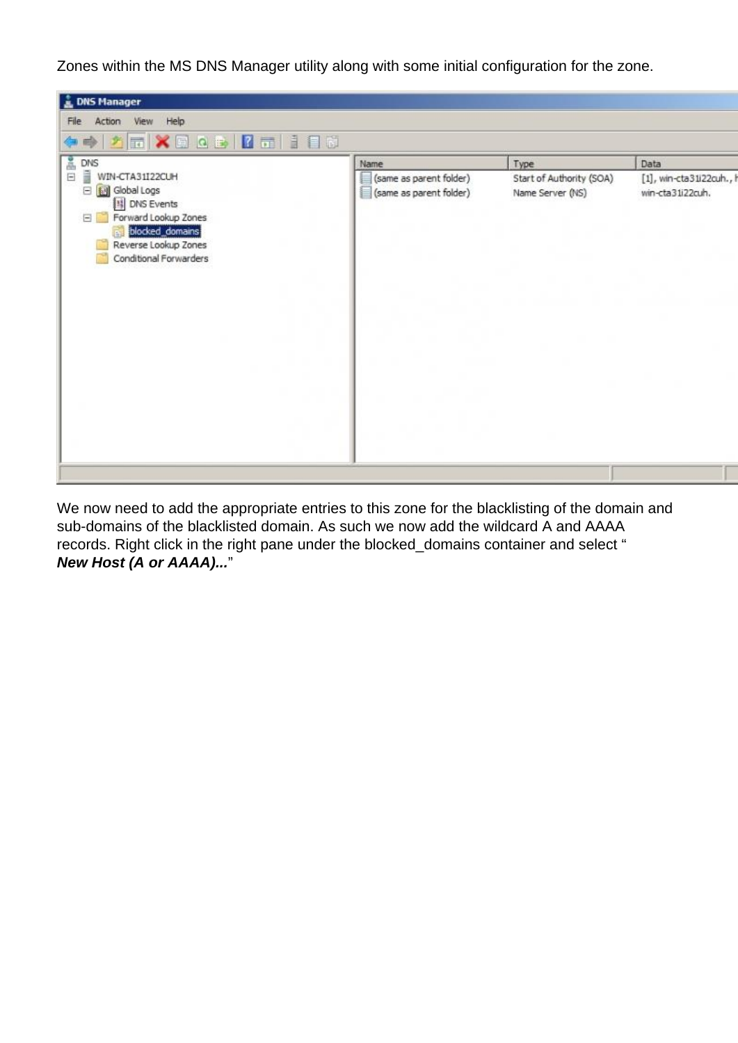Zones within the MS DNS Manager utility along with some initial configuration for the zone.

We now need to add the appropriate entries to this zone for the blacklisting of the domain and sub-domains of the blacklisted domain. As such we now add the wildcard A and AAAA records. Right click in the right pane under the blocked_domains container and select "***New Host (A or AAAA)...***"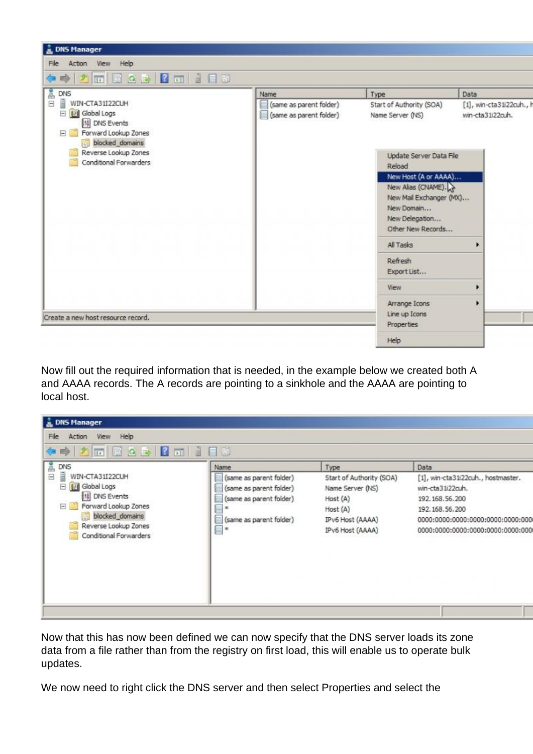Now fill out the required information that is needed, in the example below we created both A and AAAA records. The A records are pointing to a sinkhole and the AAAA are pointing to local host.

Now that this has now been defined we can now specify that the DNS server loads its zone data from a file rather than from the registry on first load, this will enable us to operate bulk updates.

We now need to right click the DNS server and then select Properties and select the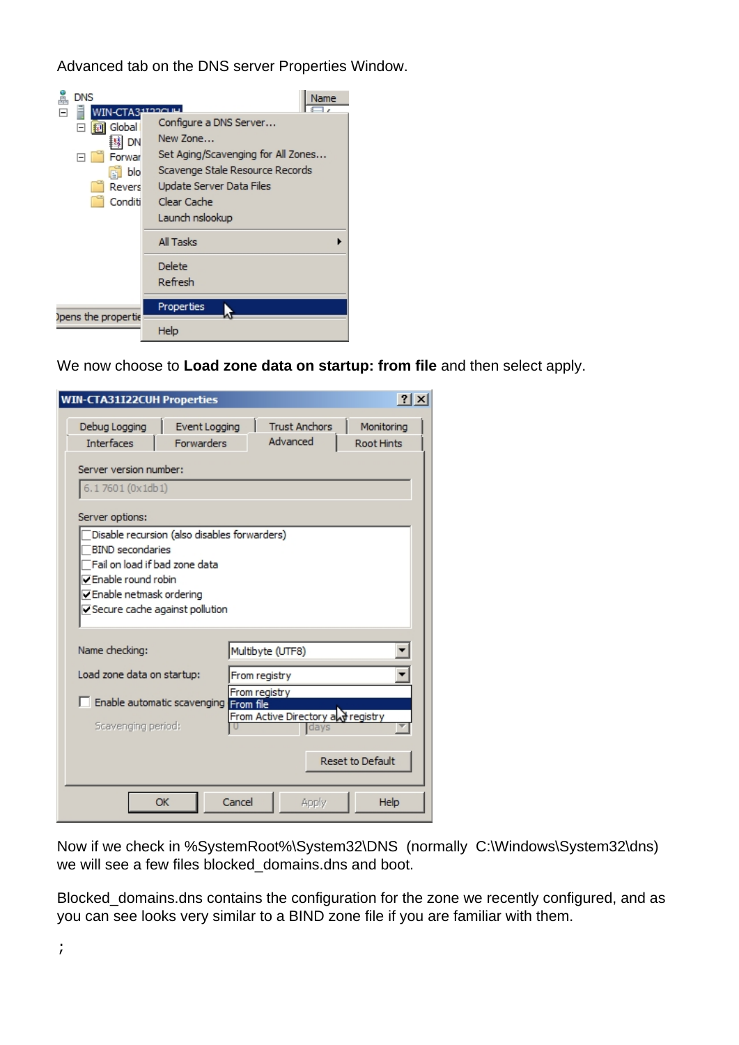Advanced tab on the DNS server Properties Window.

We now choose to **Load zone data on startup: from file** and then select apply.

Now if we check in %SystemRoot%\System32\DNS (normally C:\Windows\System32\dns) we will see a few files blocked_domains.dns and boot.

Blocked_domains.dns contains the configuration for the zone we recently configured, and as you can see looks very similar to a BIND zone file if you are familiar with them.

;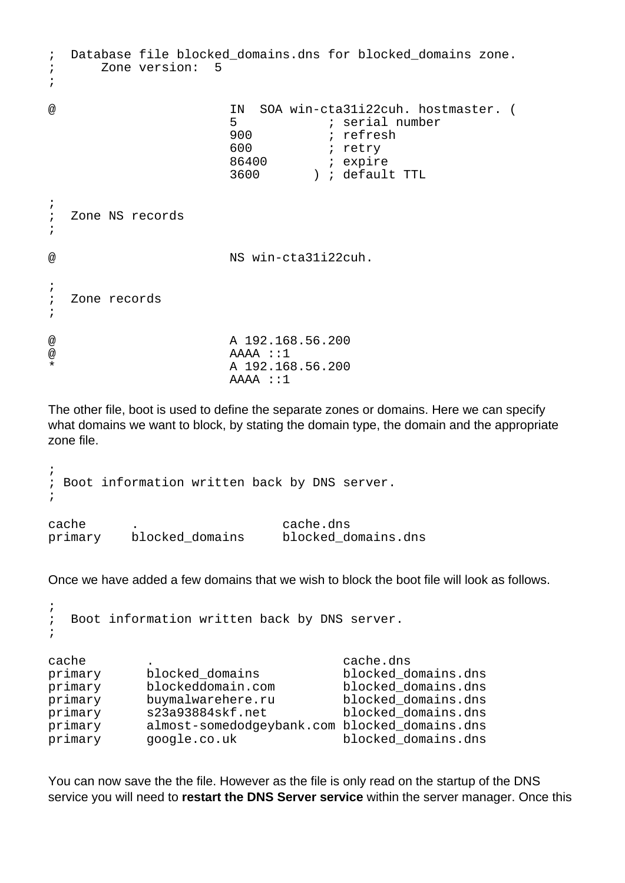```
;  Database file blocked_domains.dns for blocked_domains zone.
;      Zone version:  5
;

@                       IN  SOA win-cta31i22cuh. hostmaster. (
                        5            ; serial number
                        900          ; refresh
                        600          ; retry
                        86400        ; expire
                        3600       ) ; default TTL

;
;  Zone NS records
;

@                       NS win-cta31i22cuh.

;
;  Zone records
;

@                       A 192.168.56.200
@                       AAAA ::1
*                       A 192.168.56.200
                        AAAA ::1
```

The other file, boot is used to define the separate zones or domains. Here we can specify what domains we want to block, by stating the domain type, the domain and the appropriate zone file.

```
;
; Boot information written back by DNS server.
;

cache      .                   cache.dns
primary    blocked_domains     blocked_domains.dns
```

Once we have added a few domains that we wish to block the boot file will look as follows.

```
;
;  Boot information written back by DNS server.
;

cache        .                        cache.dns
primary      blocked_domains          blocked_domains.dns
primary      blockeddomain.com        blocked_domains.dns
primary      buymalwarehere.ru        blocked_domains.dns
primary      s23a93884skf.net         blocked_domains.dns
primary      almost-somedodgeybank.com blocked_domains.dns
primary      google.co.uk             blocked_domains.dns
```

You can now save the the file. However as the file is only read on the startup of the DNS service you will need to **restart the DNS Server service** within the server manager. Once this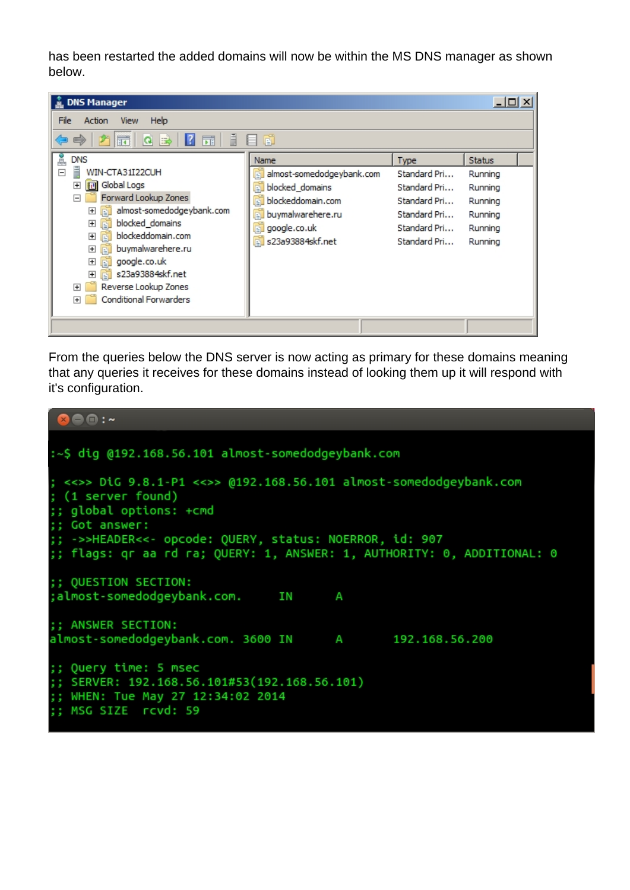has been restarted the added domains will now be within the MS DNS manager as shown below.

From the queries below the DNS server is now acting as primary for these domains meaning that any queries it receives for these domains instead of looking them up it will respond with it's configuration.

```
:~$ dig @192.168.56.101 almost-somedodgeybank.com

; <<>> DiG 9.8.1-P1 <<>> @192.168.56.101 almost-somedodgeybank.com
; (1 server found)
;; global options: +cmd
;; Got answer:
;; ->>HEADER<<- opcode: QUERY, status: NOERROR, id: 907
;; flags: qr aa rd ra; QUERY: 1, ANSWER: 1, AUTHORITY: 0, ADDITIONAL: 0

;; QUESTION SECTION:
;almost-somedodgeybank.com.     IN      A

;; ANSWER SECTION:
almost-somedodgeybank.com. 3600 IN      A       192.168.56.200

;; Query time: 5 msec
;; SERVER: 192.168.56.101#53(192.168.56.101)
;; WHEN: Tue May 27 12:34:02 2014
;; MSG SIZE  rcvd: 59
```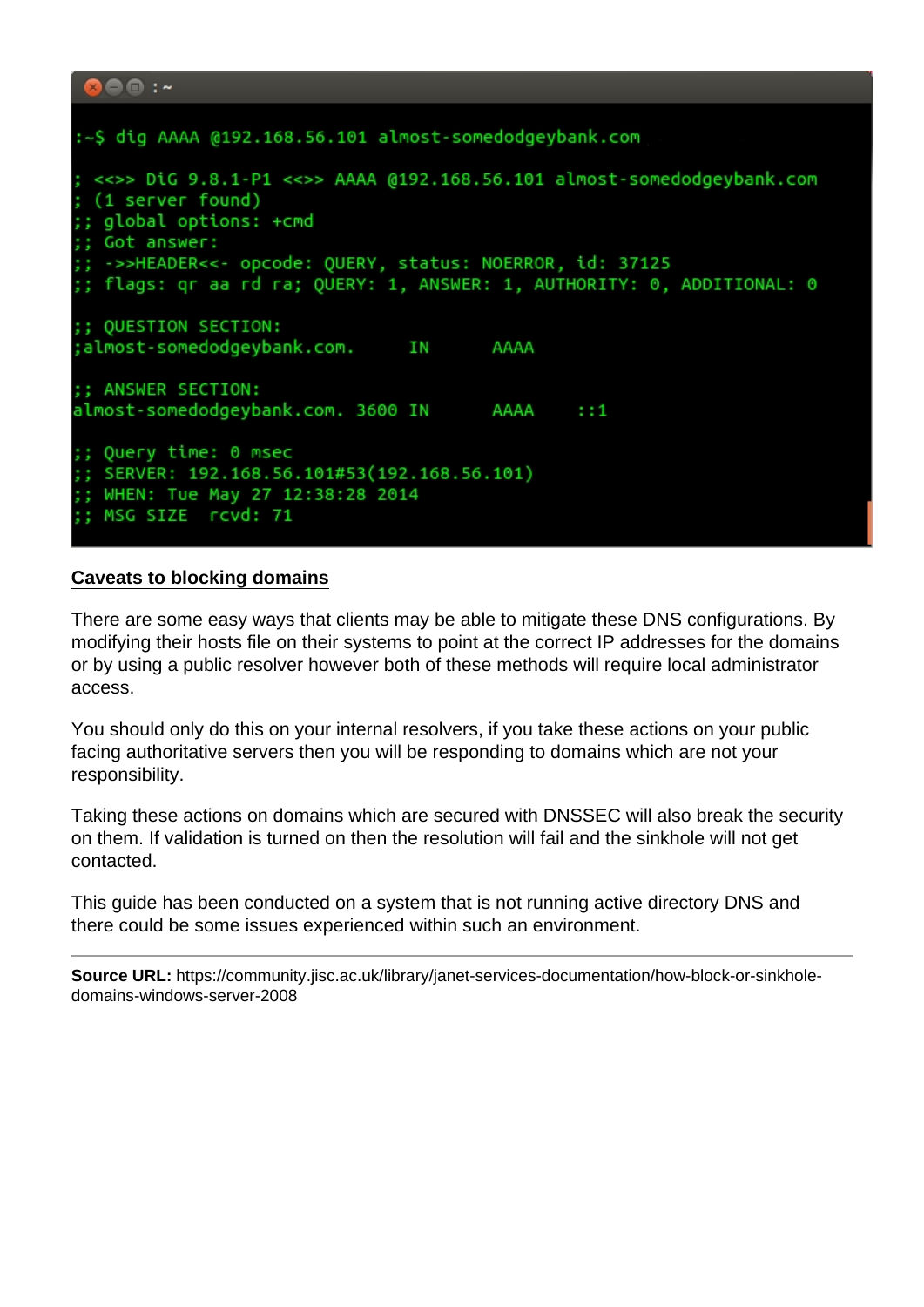```
:~$ dig AAAA @192.168.56.101 almost-somedodgeybank.com

; <<>> DiG 9.8.1-P1 <<>> AAAA @192.168.56.101 almost-somedodgeybank.com
; (1 server found)
;; global options: +cmd
;; Got answer:
;; ->>HEADER<<- opcode: QUERY, status: NOERROR, id: 37125
;; flags: qr aa rd ra; QUERY: 1, ANSWER: 1, AUTHORITY: 0, ADDITIONAL: 0

;; QUESTION SECTION:
;almost-somedodgeybank.com.     IN      AAAA

;; ANSWER SECTION:
almost-somedodgeybank.com. 3600 IN      AAAA    ::1

;; Query time: 0 msec
;; SERVER: 192.168.56.101#53(192.168.56.101)
;; WHEN: Tue May 27 12:38:28 2014
;; MSG SIZE  rcvd: 71
```

**Caveats to blocking domains**

There are some easy ways that clients may be able to mitigate these DNS configurations. By modifying their hosts file on their systems to point at the correct IP addresses for the domains or by using a public resolver however both of these methods will require local administrator access.

You should only do this on your internal resolvers, if you take these actions on your public facing authoritative servers then you will be responding to domains which are not your responsibility.

Taking these actions on domains which are secured with DNSSEC will also break the security on them. If validation is turned on then the resolution will fail and the sinkhole will not get contacted.

This guide has been conducted on a system that is not running active directory DNS and there could be some issues experienced within such an environment.

---

**Source URL:** https://community.jisc.ac.uk/library/janet-services-documentation/how-block-or-sinkhole-domains-windows-server-2008